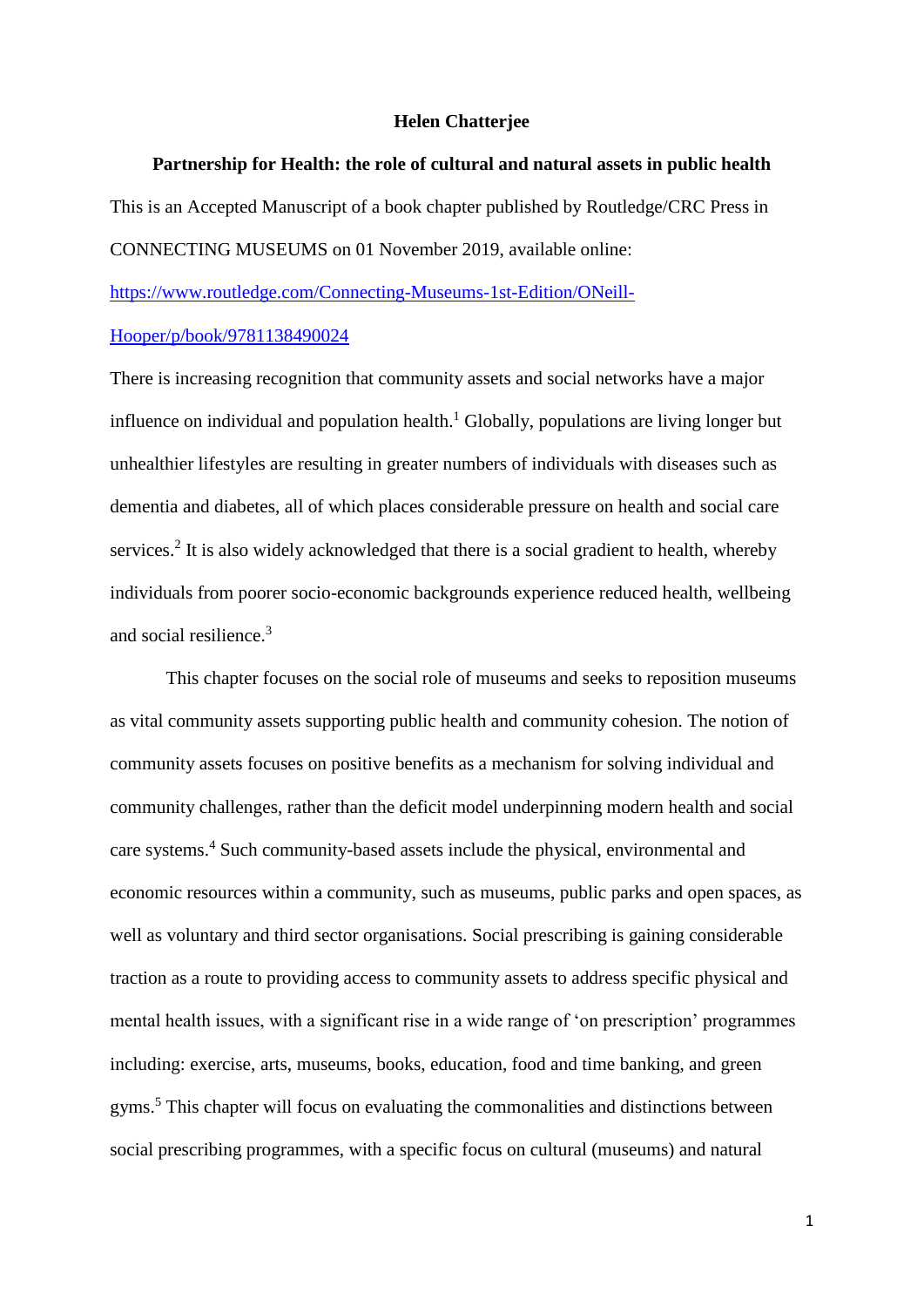**Helen Chatterjee**

**Partnership for Health: the role of cultural and natural assets in public health**

This is an Accepted Manuscript of a book chapter published by Routledge/CRC Press in CONNECTING MUSEUMS on 01 November 2019, available online: [https://www.routledge.com/Connecting-Museums-1st-Edition/ONeill-Hooper/p/book/9781138490024](https://www.routledge.com/Connecting-Museums-1st-Edition/ONeill-Hooper/p/book/9781138490024)

There is increasing recognition that community assets and social networks have a major influence on individual and population health.[1] Globally, populations are living longer but unhealthier lifestyles are resulting in greater numbers of individuals with diseases such as dementia and diabetes, all of which places considerable pressure on health and social care services.[2] It is also widely acknowledged that there is a social gradient to health, whereby individuals from poorer socio-economic backgrounds experience reduced health, wellbeing and social resilience.[3]

This chapter focuses on the social role of museums and seeks to reposition museums as vital community assets supporting public health and community cohesion. The notion of community assets focuses on positive benefits as a mechanism for solving individual and community challenges, rather than the deficit model underpinning modern health and social care systems.[4] Such community-based assets include the physical, environmental and economic resources within a community, such as museums, public parks and open spaces, as well as voluntary and third sector organisations. Social prescribing is gaining considerable traction as a route to providing access to community assets to address specific physical and mental health issues, with a significant rise in a wide range of 'on prescription' programmes including: exercise, arts, museums, books, education, food and time banking, and green gyms.[5] This chapter will focus on evaluating the commonalities and distinctions between social prescribing programmes, with a specific focus on cultural (museums) and natural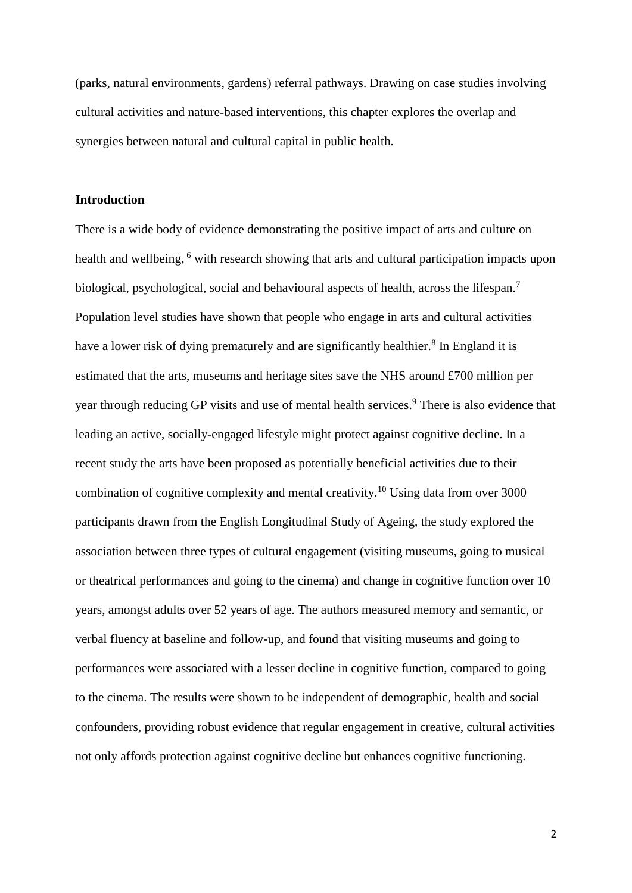(parks, natural environments, gardens) referral pathways. Drawing on case studies involving cultural activities and nature-based interventions, this chapter explores the overlap and synergies between natural and cultural capital in public health.

## Introduction

There is a wide body of evidence demonstrating the positive impact of arts and culture on health and wellbeing, [6] with research showing that arts and cultural participation impacts upon biological, psychological, social and behavioural aspects of health, across the lifespan.[7] Population level studies have shown that people who engage in arts and cultural activities have a lower risk of dying prematurely and are significantly healthier.[8] In England it is estimated that the arts, museums and heritage sites save the NHS around £700 million per year through reducing GP visits and use of mental health services.[9] There is also evidence that leading an active, socially-engaged lifestyle might protect against cognitive decline. In a recent study the arts have been proposed as potentially beneficial activities due to their combination of cognitive complexity and mental creativity.[10] Using data from over 3000 participants drawn from the English Longitudinal Study of Ageing, the study explored the association between three types of cultural engagement (visiting museums, going to musical or theatrical performances and going to the cinema) and change in cognitive function over 10 years, amongst adults over 52 years of age. The authors measured memory and semantic, or verbal fluency at baseline and follow-up, and found that visiting museums and going to performances were associated with a lesser decline in cognitive function, compared to going to the cinema. The results were shown to be independent of demographic, health and social confounders, providing robust evidence that regular engagement in creative, cultural activities not only affords protection against cognitive decline but enhances cognitive functioning.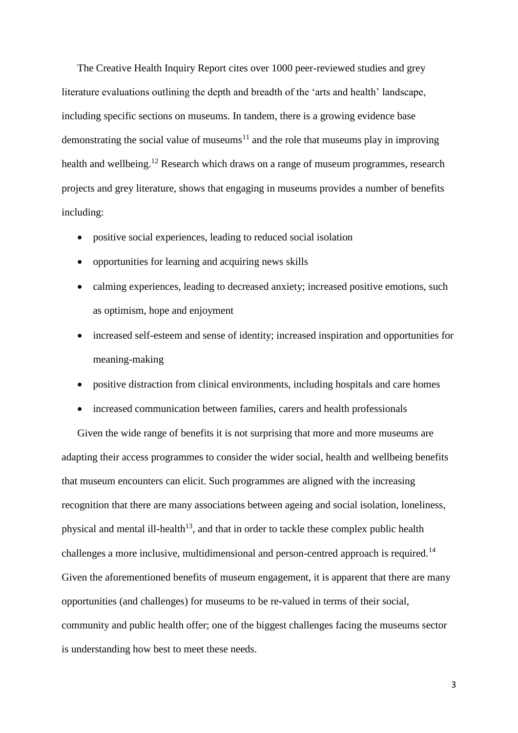The Creative Health Inquiry Report cites over 1000 peer-reviewed studies and grey literature evaluations outlining the depth and breadth of the 'arts and health' landscape, including specific sections on museums. In tandem, there is a growing evidence base demonstrating the social value of museums[11] and the role that museums play in improving health and wellbeing.[12] Research which draws on a range of museum programmes, research projects and grey literature, shows that engaging in museums provides a number of benefits including:

- positive social experiences, leading to reduced social isolation
- opportunities for learning and acquiring news skills
- calming experiences, leading to decreased anxiety; increased positive emotions, such as optimism, hope and enjoyment
- increased self-esteem and sense of identity; increased inspiration and opportunities for meaning-making
- positive distraction from clinical environments, including hospitals and care homes
- increased communication between families, carers and health professionals

Given the wide range of benefits it is not surprising that more and more museums are adapting their access programmes to consider the wider social, health and wellbeing benefits that museum encounters can elicit. Such programmes are aligned with the increasing recognition that there are many associations between ageing and social isolation, loneliness, physical and mental ill-health[13], and that in order to tackle these complex public health challenges a more inclusive, multidimensional and person-centred approach is required.[14] Given the aforementioned benefits of museum engagement, it is apparent that there are many opportunities (and challenges) for museums to be re-valued in terms of their social, community and public health offer; one of the biggest challenges facing the museums sector is understanding how best to meet these needs.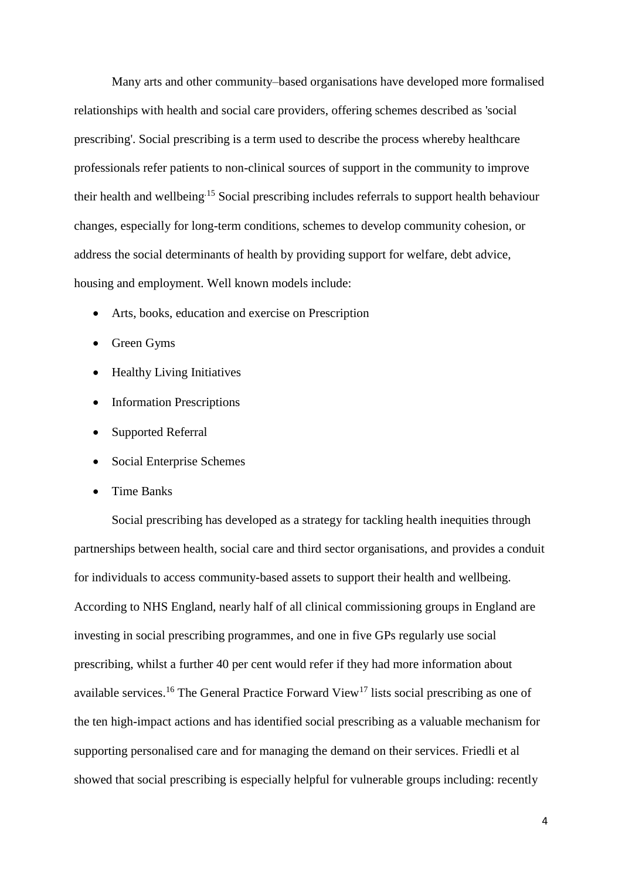Many arts and other community–based organisations have developed more formalised relationships with health and social care providers, offering schemes described as 'social prescribing'. Social prescribing is a term used to describe the process whereby healthcare professionals refer patients to non-clinical sources of support in the community to improve their health and wellbeing.[15] Social prescribing includes referrals to support health behaviour changes, especially for long-term conditions, schemes to develop community cohesion, or address the social determinants of health by providing support for welfare, debt advice, housing and employment. Well known models include:

- Arts, books, education and exercise on Prescription
- Green Gyms
- Healthy Living Initiatives
- Information Prescriptions
- Supported Referral
- Social Enterprise Schemes
- Time Banks

Social prescribing has developed as a strategy for tackling health inequities through partnerships between health, social care and third sector organisations, and provides a conduit for individuals to access community-based assets to support their health and wellbeing. According to NHS England, nearly half of all clinical commissioning groups in England are investing in social prescribing programmes, and one in five GPs regularly use social prescribing, whilst a further 40 per cent would refer if they had more information about available services.[16] The General Practice Forward View[17] lists social prescribing as one of the ten high-impact actions and has identified social prescribing as a valuable mechanism for supporting personalised care and for managing the demand on their services. Friedli et al showed that social prescribing is especially helpful for vulnerable groups including: recently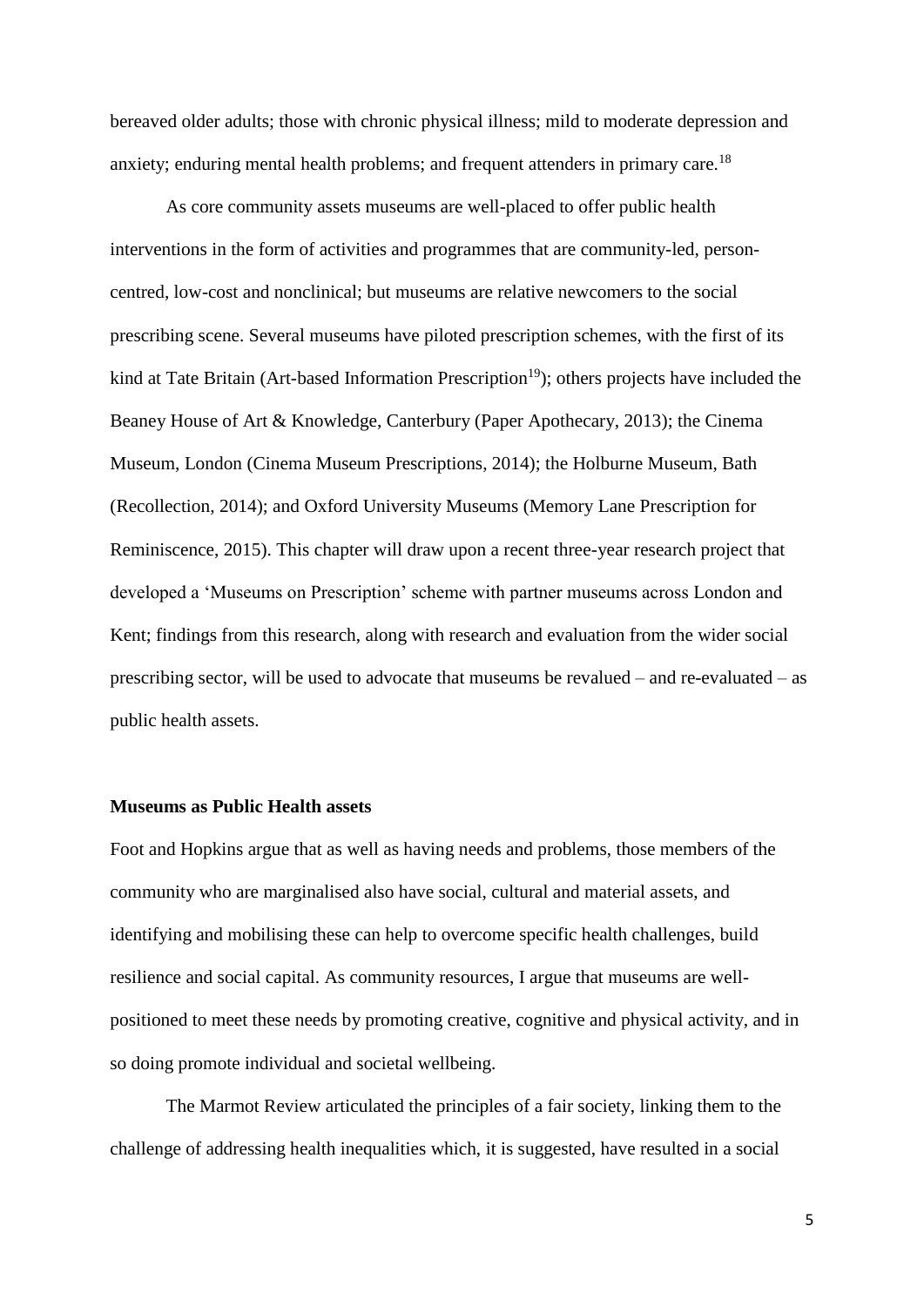bereaved older adults; those with chronic physical illness; mild to moderate depression and anxiety; enduring mental health problems; and frequent attenders in primary care.[18]

As core community assets museums are well-placed to offer public health interventions in the form of activities and programmes that are community-led, person-centred, low-cost and nonclinical; but museums are relative newcomers to the social prescribing scene. Several museums have piloted prescription schemes, with the first of its kind at Tate Britain (Art-based Information Prescription[19]); others projects have included the Beaney House of Art & Knowledge, Canterbury (Paper Apothecary, 2013); the Cinema Museum, London (Cinema Museum Prescriptions, 2014); the Holburne Museum, Bath (Recollection, 2014); and Oxford University Museums (Memory Lane Prescription for Reminiscence, 2015). This chapter will draw upon a recent three-year research project that developed a 'Museums on Prescription' scheme with partner museums across London and Kent; findings from this research, along with research and evaluation from the wider social prescribing sector, will be used to advocate that museums be revalued – and re-evaluated – as public health assets.

**Museums as Public Health assets**

Foot and Hopkins argue that as well as having needs and problems, those members of the community who are marginalised also have social, cultural and material assets, and identifying and mobilising these can help to overcome specific health challenges, build resilience and social capital. As community resources, I argue that museums are well-positioned to meet these needs by promoting creative, cognitive and physical activity, and in so doing promote individual and societal wellbeing.

The Marmot Review articulated the principles of a fair society, linking them to the challenge of addressing health inequalities which, it is suggested, have resulted in a social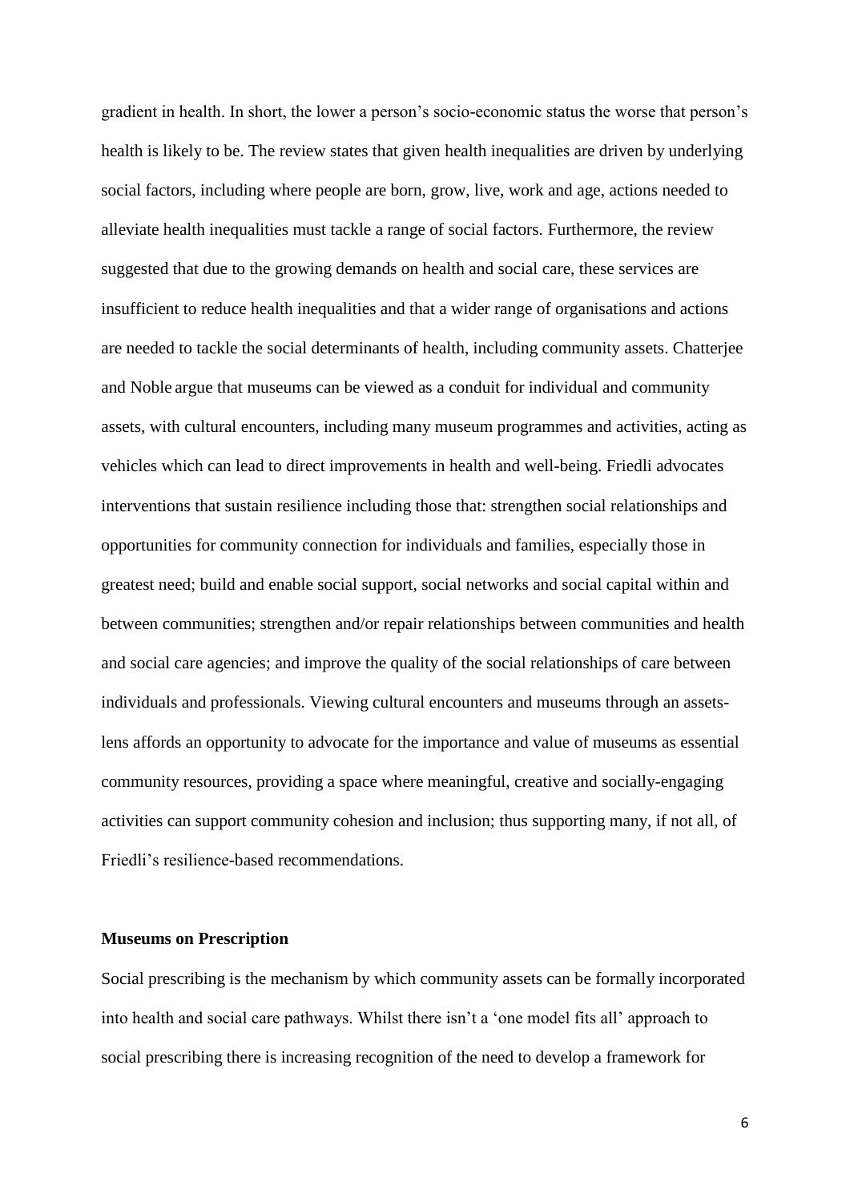gradient in health. In short, the lower a person's socio-economic status the worse that person's health is likely to be. The review states that given health inequalities are driven by underlying social factors, including where people are born, grow, live, work and age, actions needed to alleviate health inequalities must tackle a range of social factors. Furthermore, the review suggested that due to the growing demands on health and social care, these services are insufficient to reduce health inequalities and that a wider range of organisations and actions are needed to tackle the social determinants of health, including community assets. Chatterjee and Noble argue that museums can be viewed as a conduit for individual and community assets, with cultural encounters, including many museum programmes and activities, acting as vehicles which can lead to direct improvements in health and well-being. Friedli advocates interventions that sustain resilience including those that: strengthen social relationships and opportunities for community connection for individuals and families, especially those in greatest need; build and enable social support, social networks and social capital within and between communities; strengthen and/or repair relationships between communities and health and social care agencies; and improve the quality of the social relationships of care between individuals and professionals. Viewing cultural encounters and museums through an assets-lens affords an opportunity to advocate for the importance and value of museums as essential community resources, providing a space where meaningful, creative and socially-engaging activities can support community cohesion and inclusion; thus supporting many, if not all, of Friedli's resilience-based recommendations.

**Museums on Prescription**

Social prescribing is the mechanism by which community assets can be formally incorporated into health and social care pathways. Whilst there isn't a 'one model fits all' approach to social prescribing there is increasing recognition of the need to develop a framework for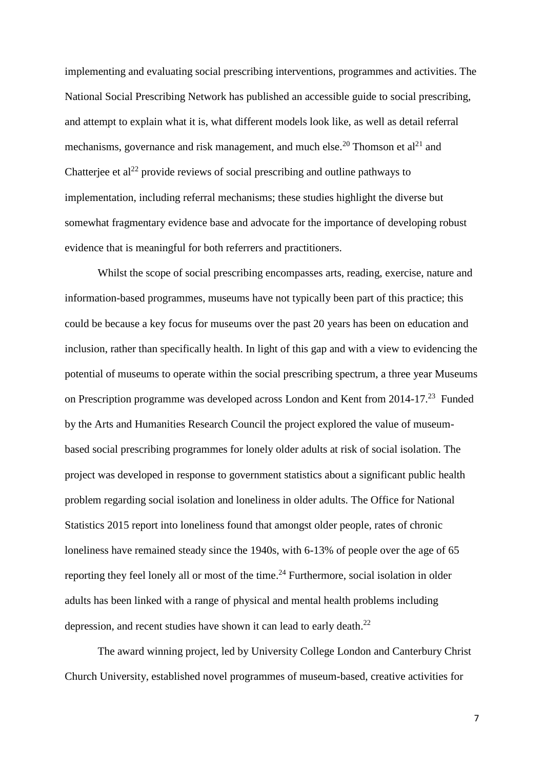implementing and evaluating social prescribing interventions, programmes and activities. The National Social Prescribing Network has published an accessible guide to social prescribing, and attempt to explain what it is, what different models look like, as well as detail referral mechanisms, governance and risk management, and much else.[20] Thomson et al[21] and Chatterjee et al[22] provide reviews of social prescribing and outline pathways to implementation, including referral mechanisms; these studies highlight the diverse but somewhat fragmentary evidence base and advocate for the importance of developing robust evidence that is meaningful for both referrers and practitioners.

Whilst the scope of social prescribing encompasses arts, reading, exercise, nature and information-based programmes, museums have not typically been part of this practice; this could be because a key focus for museums over the past 20 years has been on education and inclusion, rather than specifically health. In light of this gap and with a view to evidencing the potential of museums to operate within the social prescribing spectrum, a three year Museums on Prescription programme was developed across London and Kent from 2014-17.[23] Funded by the Arts and Humanities Research Council the project explored the value of museum-based social prescribing programmes for lonely older adults at risk of social isolation. The project was developed in response to government statistics about a significant public health problem regarding social isolation and loneliness in older adults. The Office for National Statistics 2015 report into loneliness found that amongst older people, rates of chronic loneliness have remained steady since the 1940s, with 6-13% of people over the age of 65 reporting they feel lonely all or most of the time.[24] Furthermore, social isolation in older adults has been linked with a range of physical and mental health problems including depression, and recent studies have shown it can lead to early death.[22]

The award winning project, led by University College London and Canterbury Christ Church University, established novel programmes of museum-based, creative activities for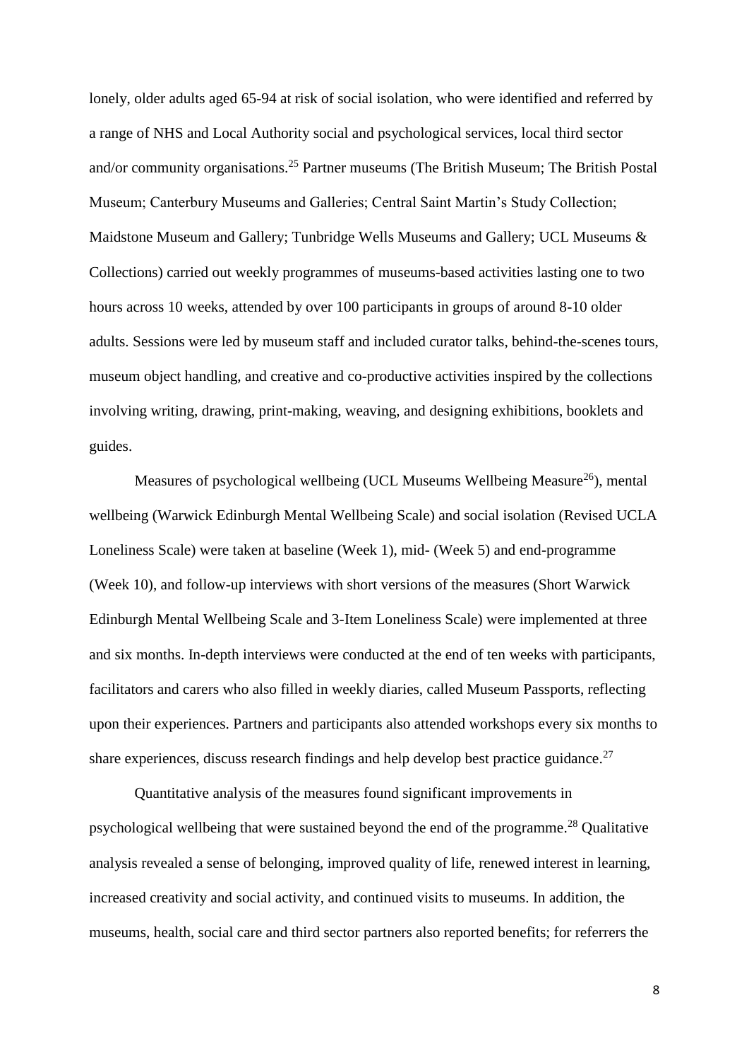lonely, older adults aged 65-94 at risk of social isolation, who were identified and referred by a range of NHS and Local Authority social and psychological services, local third sector and/or community organisations.[25] Partner museums (The British Museum; The British Postal Museum; Canterbury Museums and Galleries; Central Saint Martin's Study Collection; Maidstone Museum and Gallery; Tunbridge Wells Museums and Gallery; UCL Museums & Collections) carried out weekly programmes of museums-based activities lasting one to two hours across 10 weeks, attended by over 100 participants in groups of around 8-10 older adults. Sessions were led by museum staff and included curator talks, behind-the-scenes tours, museum object handling, and creative and co-productive activities inspired by the collections involving writing, drawing, print-making, weaving, and designing exhibitions, booklets and guides.

Measures of psychological wellbeing (UCL Museums Wellbeing Measure[26]), mental wellbeing (Warwick Edinburgh Mental Wellbeing Scale) and social isolation (Revised UCLA Loneliness Scale) were taken at baseline (Week 1), mid- (Week 5) and end-programme (Week 10), and follow-up interviews with short versions of the measures (Short Warwick Edinburgh Mental Wellbeing Scale and 3-Item Loneliness Scale) were implemented at three and six months. In-depth interviews were conducted at the end of ten weeks with participants, facilitators and carers who also filled in weekly diaries, called Museum Passports, reflecting upon their experiences. Partners and participants also attended workshops every six months to share experiences, discuss research findings and help develop best practice guidance.[27]

Quantitative analysis of the measures found significant improvements in psychological wellbeing that were sustained beyond the end of the programme.[28] Qualitative analysis revealed a sense of belonging, improved quality of life, renewed interest in learning, increased creativity and social activity, and continued visits to museums. In addition, the museums, health, social care and third sector partners also reported benefits; for referrers the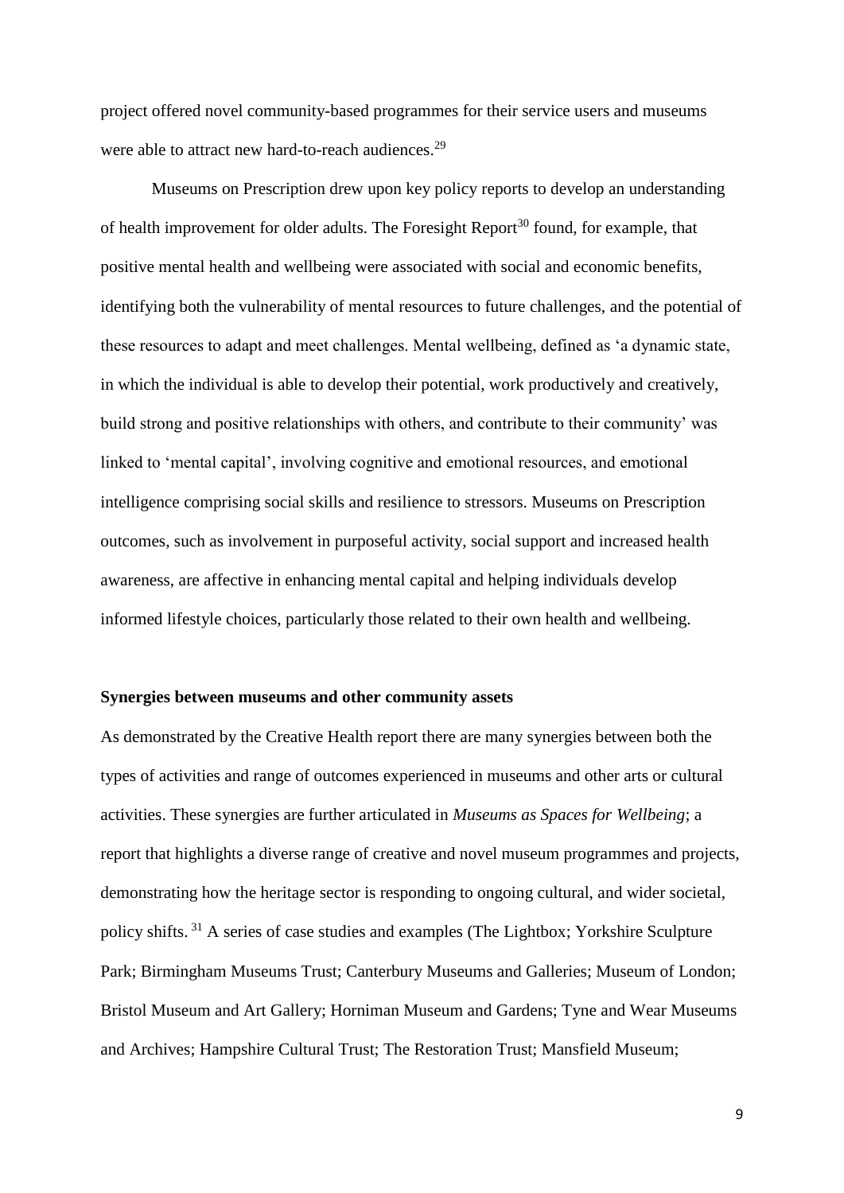project offered novel community-based programmes for their service users and museums were able to attract new hard-to-reach audiences.[29]

Museums on Prescription drew upon key policy reports to develop an understanding of health improvement for older adults. The Foresight Report[30] found, for example, that positive mental health and wellbeing were associated with social and economic benefits, identifying both the vulnerability of mental resources to future challenges, and the potential of these resources to adapt and meet challenges. Mental wellbeing, defined as 'a dynamic state, in which the individual is able to develop their potential, work productively and creatively, build strong and positive relationships with others, and contribute to their community' was linked to 'mental capital', involving cognitive and emotional resources, and emotional intelligence comprising social skills and resilience to stressors. Museums on Prescription outcomes, such as involvement in purposeful activity, social support and increased health awareness, are affective in enhancing mental capital and helping individuals develop informed lifestyle choices, particularly those related to their own health and wellbeing.

**Synergies between museums and other community assets**

As demonstrated by the Creative Health report there are many synergies between both the types of activities and range of outcomes experienced in museums and other arts or cultural activities. These synergies are further articulated in *Museums as Spaces for Wellbeing*; a report that highlights a diverse range of creative and novel museum programmes and projects, demonstrating how the heritage sector is responding to ongoing cultural, and wider societal, policy shifts. [31] A series of case studies and examples (The Lightbox; Yorkshire Sculpture Park; Birmingham Museums Trust; Canterbury Museums and Galleries; Museum of London; Bristol Museum and Art Gallery; Horniman Museum and Gardens; Tyne and Wear Museums and Archives; Hampshire Cultural Trust; The Restoration Trust; Mansfield Museum;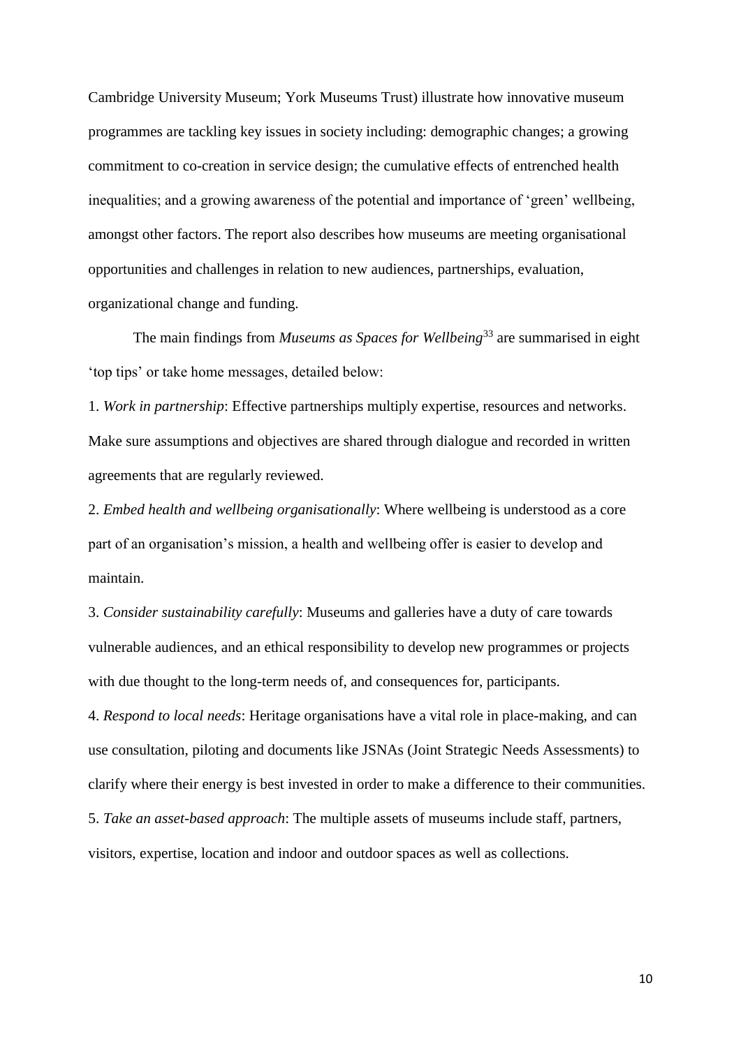Cambridge University Museum; York Museums Trust) illustrate how innovative museum programmes are tackling key issues in society including: demographic changes; a growing commitment to co-creation in service design; the cumulative effects of entrenched health inequalities; and a growing awareness of the potential and importance of 'green' wellbeing, amongst other factors. The report also describes how museums are meeting organisational opportunities and challenges in relation to new audiences, partnerships, evaluation, organizational change and funding.

The main findings from *Museums as Spaces for Wellbeing*[33] are summarised in eight 'top tips' or take home messages, detailed below:

1. *Work in partnership*: Effective partnerships multiply expertise, resources and networks. Make sure assumptions and objectives are shared through dialogue and recorded in written agreements that are regularly reviewed.

2. *Embed health and wellbeing organisationally*: Where wellbeing is understood as a core part of an organisation's mission, a health and wellbeing offer is easier to develop and maintain.

3. *Consider sustainability carefully*: Museums and galleries have a duty of care towards vulnerable audiences, and an ethical responsibility to develop new programmes or projects with due thought to the long-term needs of, and consequences for, participants.

4. *Respond to local needs*: Heritage organisations have a vital role in place-making, and can use consultation, piloting and documents like JSNAs (Joint Strategic Needs Assessments) to clarify where their energy is best invested in order to make a difference to their communities.

5. *Take an asset-based approach*: The multiple assets of museums include staff, partners, visitors, expertise, location and indoor and outdoor spaces as well as collections.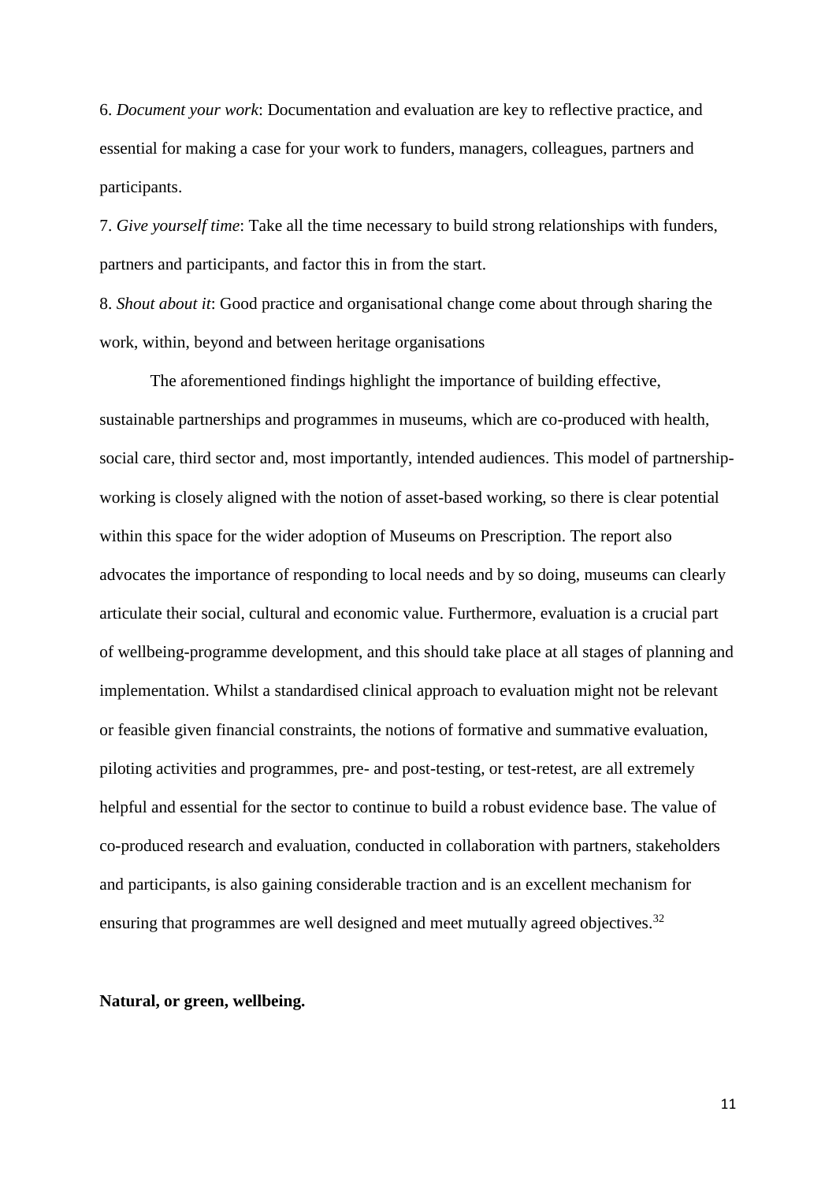6. *Document your work*: Documentation and evaluation are key to reflective practice, and essential for making a case for your work to funders, managers, colleagues, partners and participants.

7. *Give yourself time*: Take all the time necessary to build strong relationships with funders, partners and participants, and factor this in from the start.

8. *Shout about it*: Good practice and organisational change come about through sharing the work, within, beyond and between heritage organisations

The aforementioned findings highlight the importance of building effective, sustainable partnerships and programmes in museums, which are co-produced with health, social care, third sector and, most importantly, intended audiences. This model of partnership-working is closely aligned with the notion of asset-based working, so there is clear potential within this space for the wider adoption of Museums on Prescription. The report also advocates the importance of responding to local needs and by so doing, museums can clearly articulate their social, cultural and economic value. Furthermore, evaluation is a crucial part of wellbeing-programme development, and this should take place at all stages of planning and implementation. Whilst a standardised clinical approach to evaluation might not be relevant or feasible given financial constraints, the notions of formative and summative evaluation, piloting activities and programmes, pre- and post-testing, or test-retest, are all extremely helpful and essential for the sector to continue to build a robust evidence base. The value of co-produced research and evaluation, conducted in collaboration with partners, stakeholders and participants, is also gaining considerable traction and is an excellent mechanism for ensuring that programmes are well designed and meet mutually agreed objectives.[32]

**Natural, or green, wellbeing.**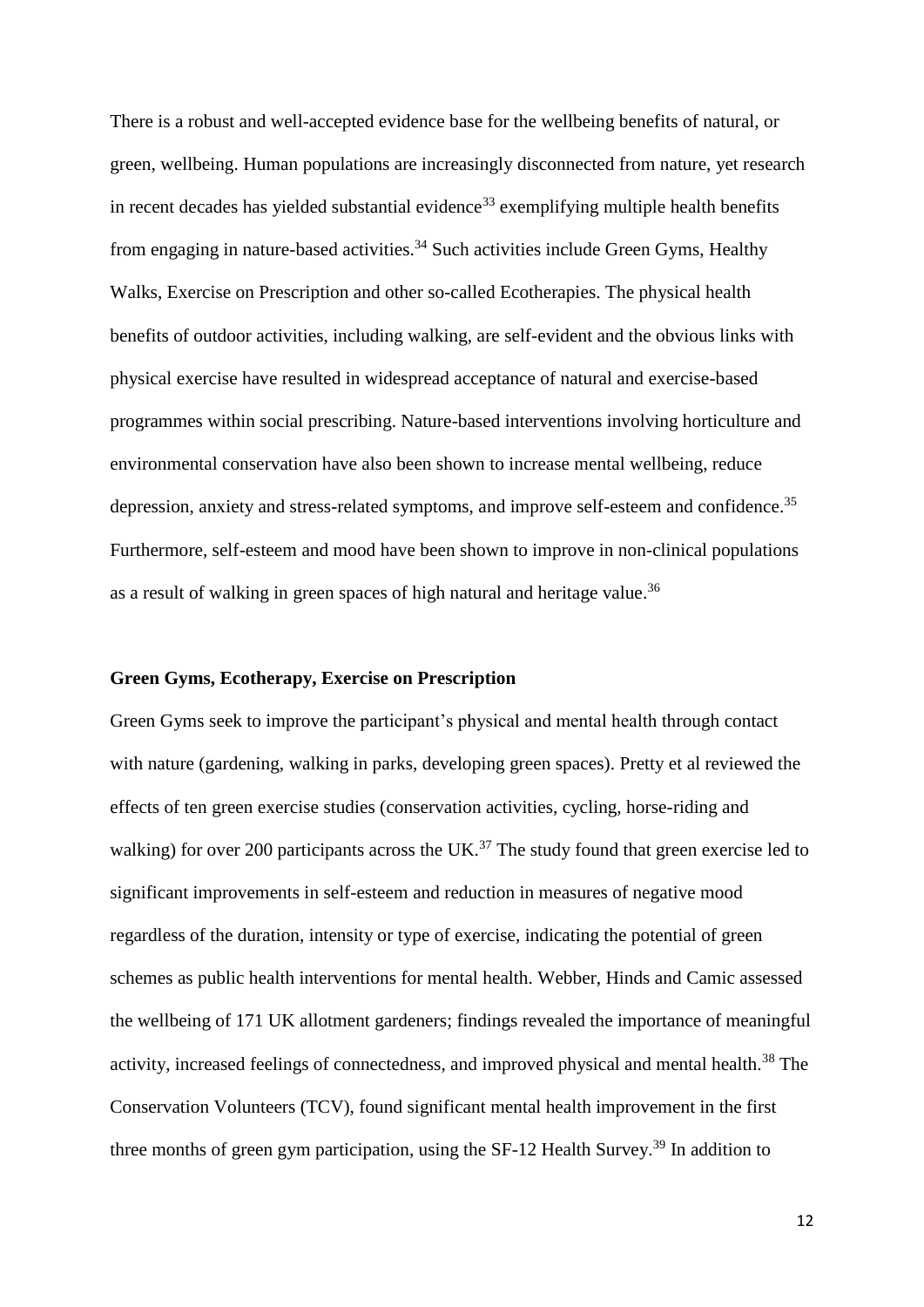There is a robust and well-accepted evidence base for the wellbeing benefits of natural, or green, wellbeing. Human populations are increasingly disconnected from nature, yet research in recent decades has yielded substantial evidence[33] exemplifying multiple health benefits from engaging in nature-based activities.[34] Such activities include Green Gyms, Healthy Walks, Exercise on Prescription and other so-called Ecotherapies. The physical health benefits of outdoor activities, including walking, are self-evident and the obvious links with physical exercise have resulted in widespread acceptance of natural and exercise-based programmes within social prescribing. Nature-based interventions involving horticulture and environmental conservation have also been shown to increase mental wellbeing, reduce depression, anxiety and stress-related symptoms, and improve self-esteem and confidence.[35] Furthermore, self-esteem and mood have been shown to improve in non-clinical populations as a result of walking in green spaces of high natural and heritage value.[36]

**Green Gyms, Ecotherapy, Exercise on Prescription**

Green Gyms seek to improve the participant's physical and mental health through contact with nature (gardening, walking in parks, developing green spaces). Pretty et al reviewed the effects of ten green exercise studies (conservation activities, cycling, horse-riding and walking) for over 200 participants across the UK.[37] The study found that green exercise led to significant improvements in self-esteem and reduction in measures of negative mood regardless of the duration, intensity or type of exercise, indicating the potential of green schemes as public health interventions for mental health. Webber, Hinds and Camic assessed the wellbeing of 171 UK allotment gardeners; findings revealed the importance of meaningful activity, increased feelings of connectedness, and improved physical and mental health.[38] The Conservation Volunteers (TCV), found significant mental health improvement in the first three months of green gym participation, using the SF-12 Health Survey.[39] In addition to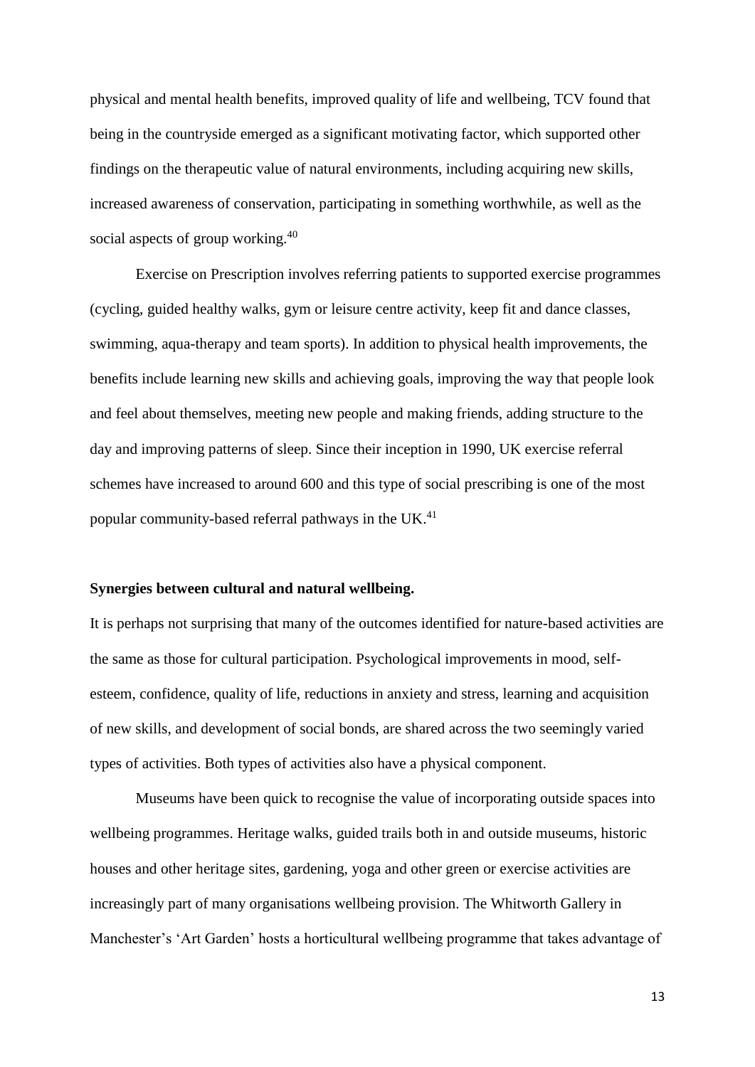physical and mental health benefits, improved quality of life and wellbeing, TCV found that being in the countryside emerged as a significant motivating factor, which supported other findings on the therapeutic value of natural environments, including acquiring new skills, increased awareness of conservation, participating in something worthwhile, as well as the social aspects of group working.[40]

Exercise on Prescription involves referring patients to supported exercise programmes (cycling, guided healthy walks, gym or leisure centre activity, keep fit and dance classes, swimming, aqua-therapy and team sports). In addition to physical health improvements, the benefits include learning new skills and achieving goals, improving the way that people look and feel about themselves, meeting new people and making friends, adding structure to the day and improving patterns of sleep. Since their inception in 1990, UK exercise referral schemes have increased to around 600 and this type of social prescribing is one of the most popular community-based referral pathways in the UK.[41]

**Synergies between cultural and natural wellbeing.**

It is perhaps not surprising that many of the outcomes identified for nature-based activities are the same as those for cultural participation. Psychological improvements in mood, self-esteem, confidence, quality of life, reductions in anxiety and stress, learning and acquisition of new skills, and development of social bonds, are shared across the two seemingly varied types of activities. Both types of activities also have a physical component.

Museums have been quick to recognise the value of incorporating outside spaces into wellbeing programmes. Heritage walks, guided trails both in and outside museums, historic houses and other heritage sites, gardening, yoga and other green or exercise activities are increasingly part of many organisations wellbeing provision. The Whitworth Gallery in Manchester's 'Art Garden' hosts a horticultural wellbeing programme that takes advantage of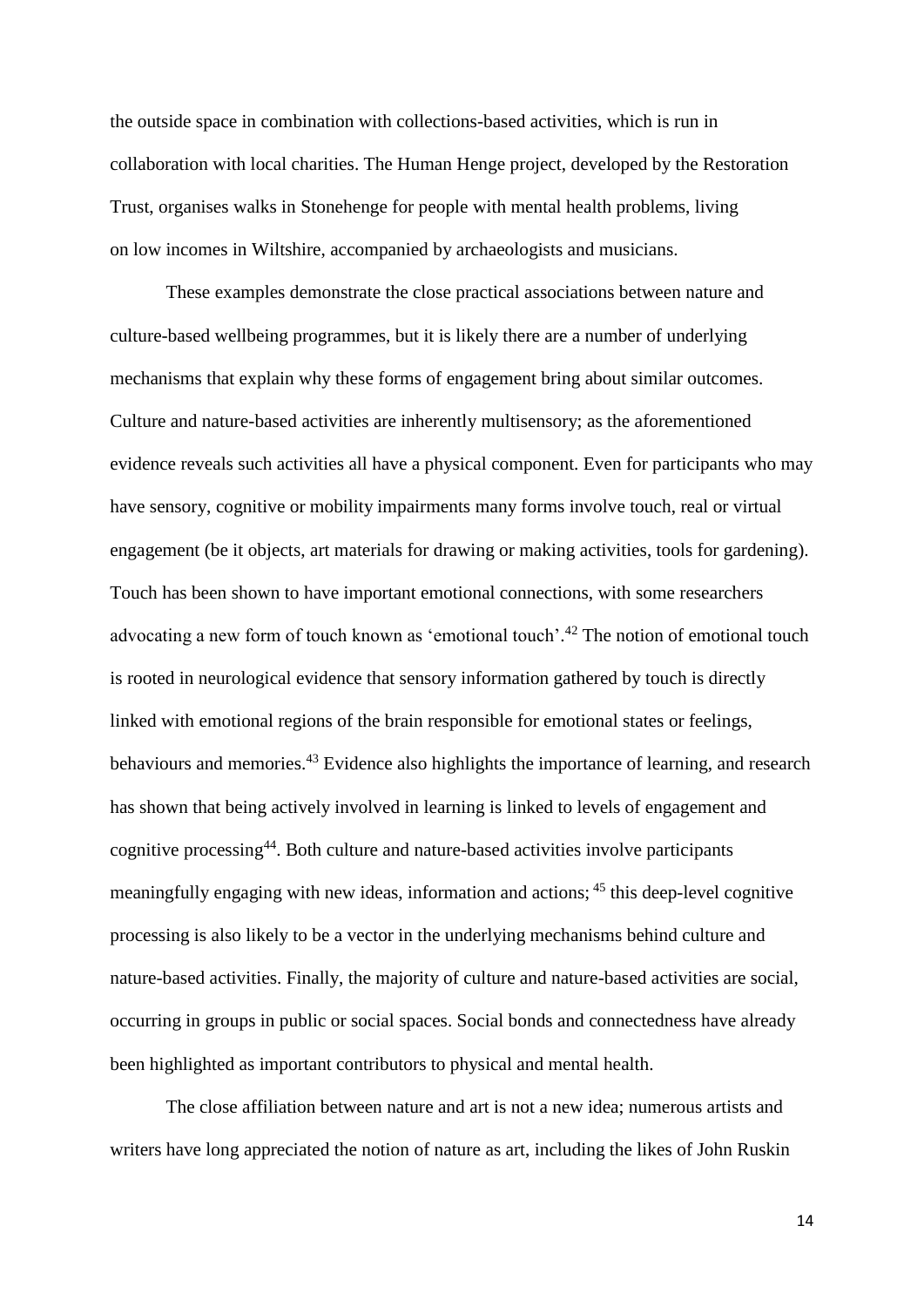the outside space in combination with collections-based activities, which is run in collaboration with local charities. The Human Henge project, developed by the Restoration Trust, organises walks in Stonehenge for people with mental health problems, living on low incomes in Wiltshire, accompanied by archaeologists and musicians.

These examples demonstrate the close practical associations between nature and culture-based wellbeing programmes, but it is likely there are a number of underlying mechanisms that explain why these forms of engagement bring about similar outcomes. Culture and nature-based activities are inherently multisensory; as the aforementioned evidence reveals such activities all have a physical component. Even for participants who may have sensory, cognitive or mobility impairments many forms involve touch, real or virtual engagement (be it objects, art materials for drawing or making activities, tools for gardening). Touch has been shown to have important emotional connections, with some researchers advocating a new form of touch known as 'emotional touch'.[42] The notion of emotional touch is rooted in neurological evidence that sensory information gathered by touch is directly linked with emotional regions of the brain responsible for emotional states or feelings, behaviours and memories.[43] Evidence also highlights the importance of learning, and research has shown that being actively involved in learning is linked to levels of engagement and cognitive processing[44]. Both culture and nature-based activities involve participants meaningfully engaging with new ideas, information and actions; [45] this deep-level cognitive processing is also likely to be a vector in the underlying mechanisms behind culture and nature-based activities. Finally, the majority of culture and nature-based activities are social, occurring in groups in public or social spaces. Social bonds and connectedness have already been highlighted as important contributors to physical and mental health.

The close affiliation between nature and art is not a new idea; numerous artists and writers have long appreciated the notion of nature as art, including the likes of John Ruskin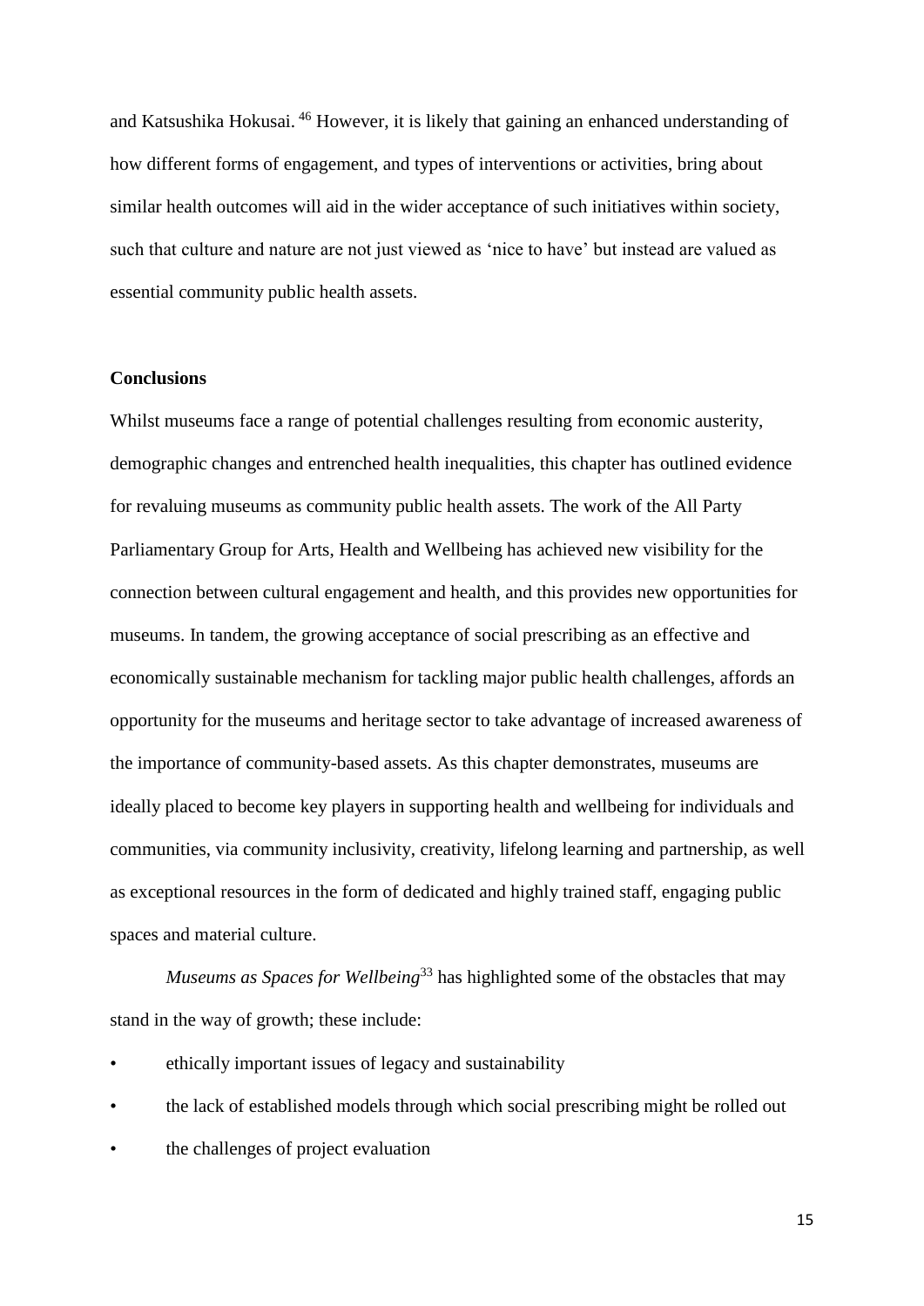and Katsushika Hokusai. [46] However, it is likely that gaining an enhanced understanding of how different forms of engagement, and types of interventions or activities, bring about similar health outcomes will aid in the wider acceptance of such initiatives within society, such that culture and nature are not just viewed as 'nice to have' but instead are valued as essential community public health assets.

**Conclusions**

Whilst museums face a range of potential challenges resulting from economic austerity, demographic changes and entrenched health inequalities, this chapter has outlined evidence for revaluing museums as community public health assets. The work of the All Party Parliamentary Group for Arts, Health and Wellbeing has achieved new visibility for the connection between cultural engagement and health, and this provides new opportunities for museums. In tandem, the growing acceptance of social prescribing as an effective and economically sustainable mechanism for tackling major public health challenges, affords an opportunity for the museums and heritage sector to take advantage of increased awareness of the importance of community-based assets. As this chapter demonstrates, museums are ideally placed to become key players in supporting health and wellbeing for individuals and communities, via community inclusivity, creativity, lifelong learning and partnership, as well as exceptional resources in the form of dedicated and highly trained staff, engaging public spaces and material culture.

*Museums as Spaces for Wellbeing*[33] has highlighted some of the obstacles that may stand in the way of growth; these include:

- ethically important issues of legacy and sustainability
- the lack of established models through which social prescribing might be rolled out
- the challenges of project evaluation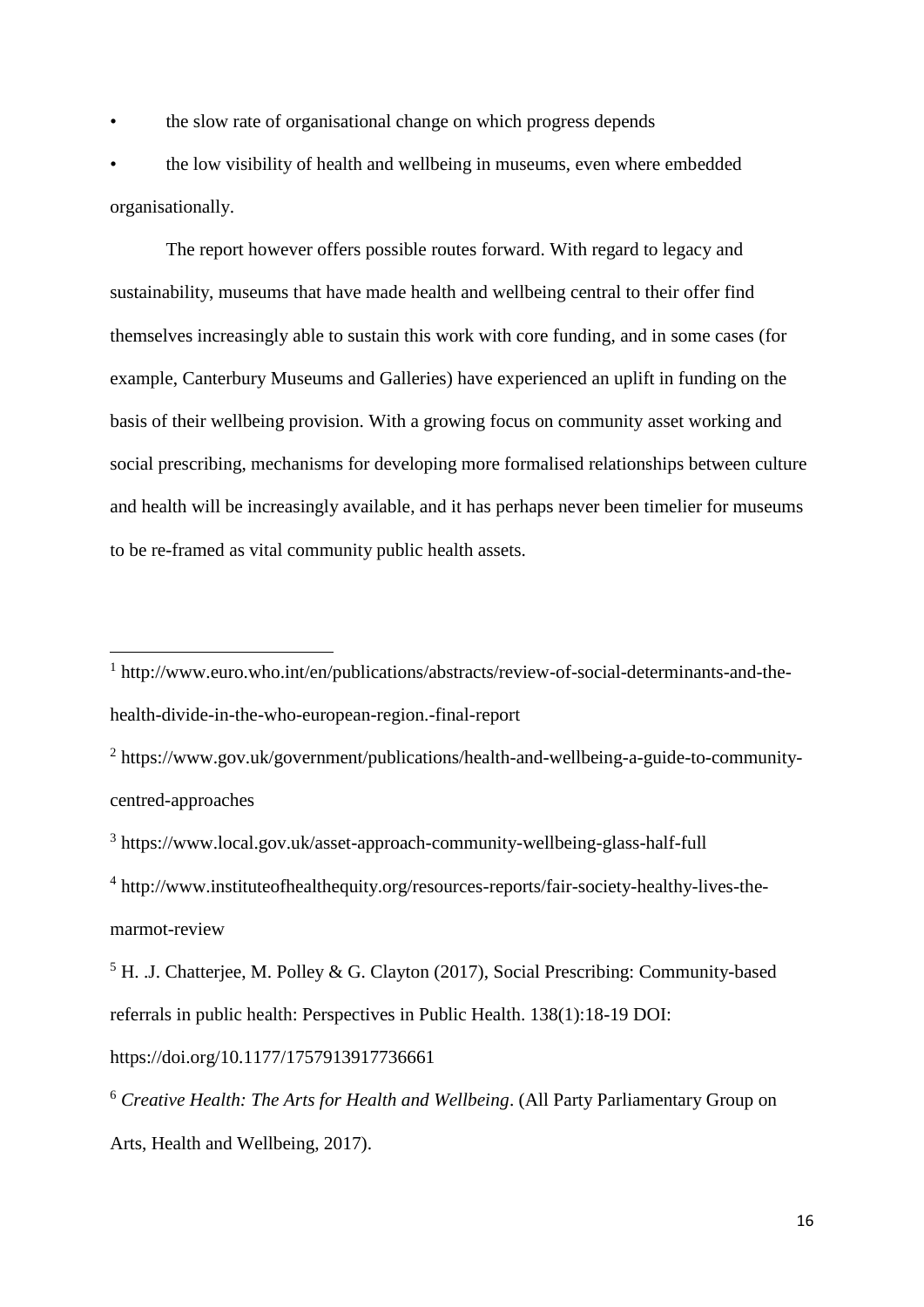- the slow rate of organisational change on which progress depends
- the low visibility of health and wellbeing in museums, even where embedded organisationally.

The report however offers possible routes forward. With regard to legacy and sustainability, museums that have made health and wellbeing central to their offer find themselves increasingly able to sustain this work with core funding, and in some cases (for example, Canterbury Museums and Galleries) have experienced an uplift in funding on the basis of their wellbeing provision. With a growing focus on community asset working and social prescribing, mechanisms for developing more formalised relationships between culture and health will be increasingly available, and it has perhaps never been timelier for museums to be re-framed as vital community public health assets.

---

[1] http://www.euro.who.int/en/publications/abstracts/review-of-social-determinants-and-the-health-divide-in-the-who-european-region.-final-report

[2] https://www.gov.uk/government/publications/health-and-wellbeing-a-guide-to-community-centred-approaches

[3] https://www.local.gov.uk/asset-approach-community-wellbeing-glass-half-full

[4] http://www.instituteofhealthequity.org/resources-reports/fair-society-healthy-lives-the-marmot-review

[5] H. .J. Chatterjee, M. Polley & G. Clayton (2017), Social Prescribing: Community-based referrals in public health: Perspectives in Public Health. 138(1):18-19 DOI: https://doi.org/10.1177/1757913917736661

[6] *Creative Health: The Arts for Health and Wellbeing*. (All Party Parliamentary Group on Arts, Health and Wellbeing, 2017).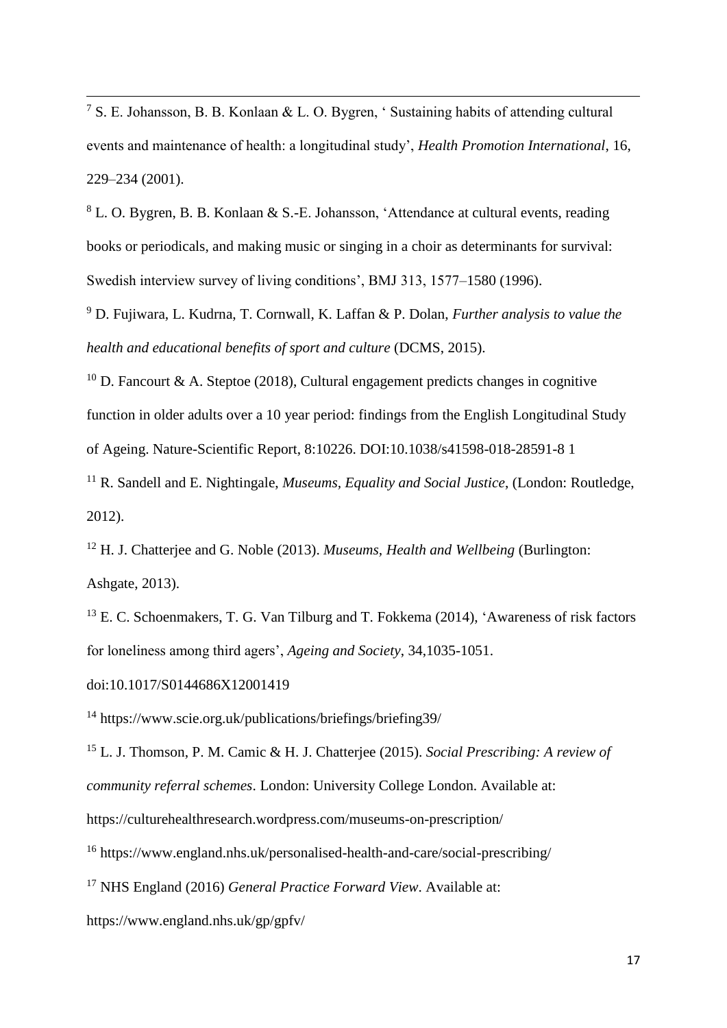[7] S. E. Johansson, B. B. Konlaan & L. O. Bygren, ' Sustaining habits of attending cultural events and maintenance of health: a longitudinal study', *Health Promotion International*, 16, 229–234 (2001).

[8] L. O. Bygren, B. B. Konlaan & S.-E. Johansson, 'Attendance at cultural events, reading books or periodicals, and making music or singing in a choir as determinants for survival: Swedish interview survey of living conditions', BMJ 313, 1577–1580 (1996).

[9] D. Fujiwara, L. Kudrna, T. Cornwall, K. Laffan & P. Dolan, *Further analysis to value the health and educational benefits of sport and culture* (DCMS, 2015).

[10] D. Fancourt & A. Steptoe (2018), Cultural engagement predicts changes in cognitive function in older adults over a 10 year period: findings from the English Longitudinal Study of Ageing. Nature-Scientific Report, 8:10226. DOI:10.1038/s41598-018-28591-8 1

[11] R. Sandell and E. Nightingale, *Museums, Equality and Social Justice*, (London: Routledge, 2012).

[12] H. J. Chatterjee and G. Noble (2013). *Museums, Health and Wellbeing* (Burlington: Ashgate, 2013).

[13] E. C. Schoenmakers, T. G. Van Tilburg and T. Fokkema (2014), 'Awareness of risk factors for loneliness among third agers', *Ageing and Society*, 34,1035-1051. doi:10.1017/S0144686X12001419

[14] https://www.scie.org.uk/publications/briefings/briefing39/

[15] L. J. Thomson, P. M. Camic & H. J. Chatterjee (2015). *Social Prescribing: A review of community referral schemes*. London: University College London. Available at: https://culturehealthresearch.wordpress.com/museums-on-prescription/

[16] https://www.england.nhs.uk/personalised-health-and-care/social-prescribing/

[17] NHS England (2016) *General Practice Forward View*. Available at: https://www.england.nhs.uk/gp/gpfv/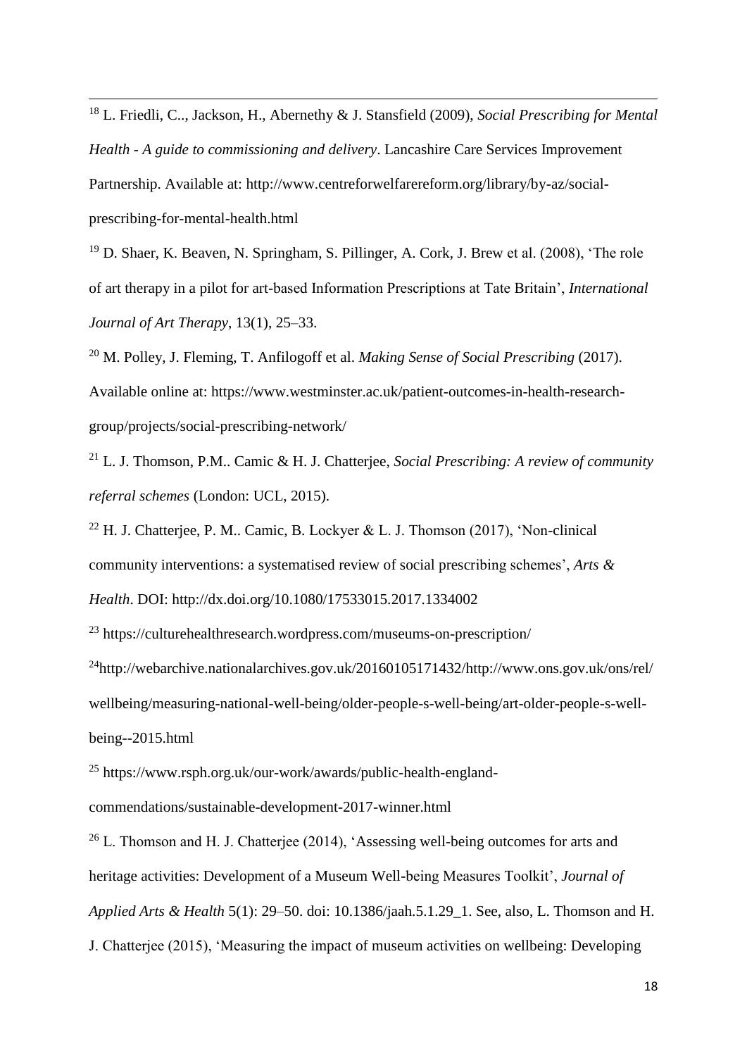[18] L. Friedli, C.., Jackson, H., Abernethy & J. Stansfield (2009), *Social Prescribing for Mental Health - A guide to commissioning and delivery*. Lancashire Care Services Improvement Partnership. Available at: http://www.centreforwelfarereform.org/library/by-az/social-prescribing-for-mental-health.html

[19] D. Shaer, K. Beaven, N. Springham, S. Pillinger, A. Cork, J. Brew et al. (2008), 'The role of art therapy in a pilot for art-based Information Prescriptions at Tate Britain', *International Journal of Art Therapy*, 13(1), 25–33.

[20] M. Polley, J. Fleming, T. Anfilogoff et al. *Making Sense of Social Prescribing* (2017). Available online at: https://www.westminster.ac.uk/patient-outcomes-in-health-research-group/projects/social-prescribing-network/

[21] L. J. Thomson, P.M.. Camic & H. J. Chatterjee, *Social Prescribing: A review of community referral schemes* (London: UCL, 2015).

[22] H. J. Chatterjee, P. M.. Camic, B. Lockyer & L. J. Thomson (2017), 'Non-clinical community interventions: a systematised review of social prescribing schemes', *Arts & Health*. DOI: http://dx.doi.org/10.1080/17533015.2017.1334002

[23] https://culturehealthresearch.wordpress.com/museums-on-prescription/

[24]http://webarchive.nationalarchives.gov.uk/20160105171432/http://www.ons.gov.uk/ons/rel/wellbeing/measuring-national-well-being/older-people-s-well-being/art-older-people-s-well-being--2015.html

[25] https://www.rsph.org.uk/our-work/awards/public-health-england-commendations/sustainable-development-2017-winner.html

[26] L. Thomson and H. J. Chatterjee (2014), 'Assessing well-being outcomes for arts and heritage activities: Development of a Museum Well-being Measures Toolkit', *Journal of Applied Arts & Health* 5(1): 29–50. doi: 10.1386/jaah.5.1.29_1. See, also, L. Thomson and H. J. Chatterjee (2015), 'Measuring the impact of museum activities on wellbeing: Developing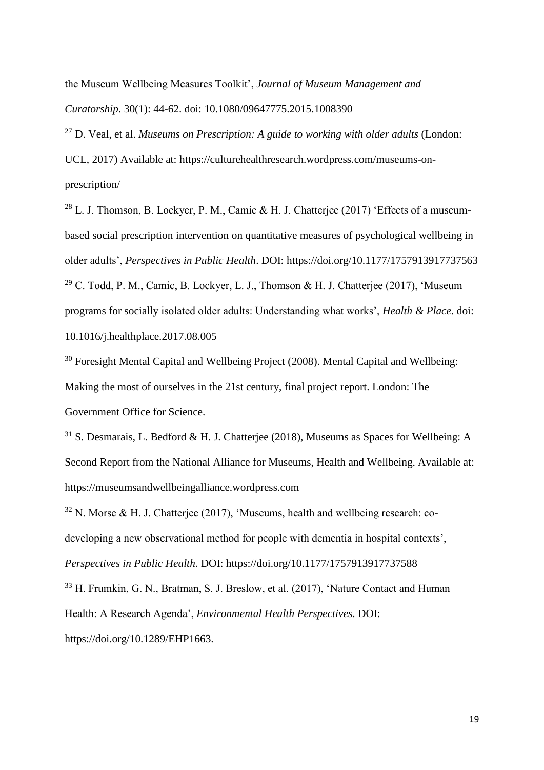the Museum Wellbeing Measures Toolkit', *Journal of Museum Management and Curatorship*. 30(1): 44-62. doi: 10.1080/09647775.2015.1008390

[27] D. Veal, et al. *Museums on Prescription: A guide to working with older adults* (London: UCL, 2017) Available at: https://culturehealthresearch.wordpress.com/museums-on-prescription/

[28] L. J. Thomson, B. Lockyer, P. M., Camic & H. J. Chatterjee (2017) 'Effects of a museum-based social prescription intervention on quantitative measures of psychological wellbeing in older adults', *Perspectives in Public Health*. DOI: https://doi.org/10.1177/1757913917737563

[29] C. Todd, P. M., Camic, B. Lockyer, L. J., Thomson & H. J. Chatterjee (2017), 'Museum programs for socially isolated older adults: Understanding what works', *Health & Place*. doi: 10.1016/j.healthplace.2017.08.005

[30] Foresight Mental Capital and Wellbeing Project (2008). Mental Capital and Wellbeing: Making the most of ourselves in the 21st century, final project report. London: The Government Office for Science.

[31] S. Desmarais, L. Bedford & H. J. Chatterjee (2018), Museums as Spaces for Wellbeing: A Second Report from the National Alliance for Museums, Health and Wellbeing. Available at: https://museumsandwellbeingalliance.wordpress.com

[32] N. Morse & H. J. Chatterjee (2017), 'Museums, health and wellbeing research: co-developing a new observational method for people with dementia in hospital contexts', *Perspectives in Public Health*. DOI: https://doi.org/10.1177/1757913917737588

[33] H. Frumkin, G. N., Bratman, S. J. Breslow, et al. (2017), 'Nature Contact and Human Health: A Research Agenda', *Environmental Health Perspectives*. DOI: https://doi.org/10.1289/EHP1663.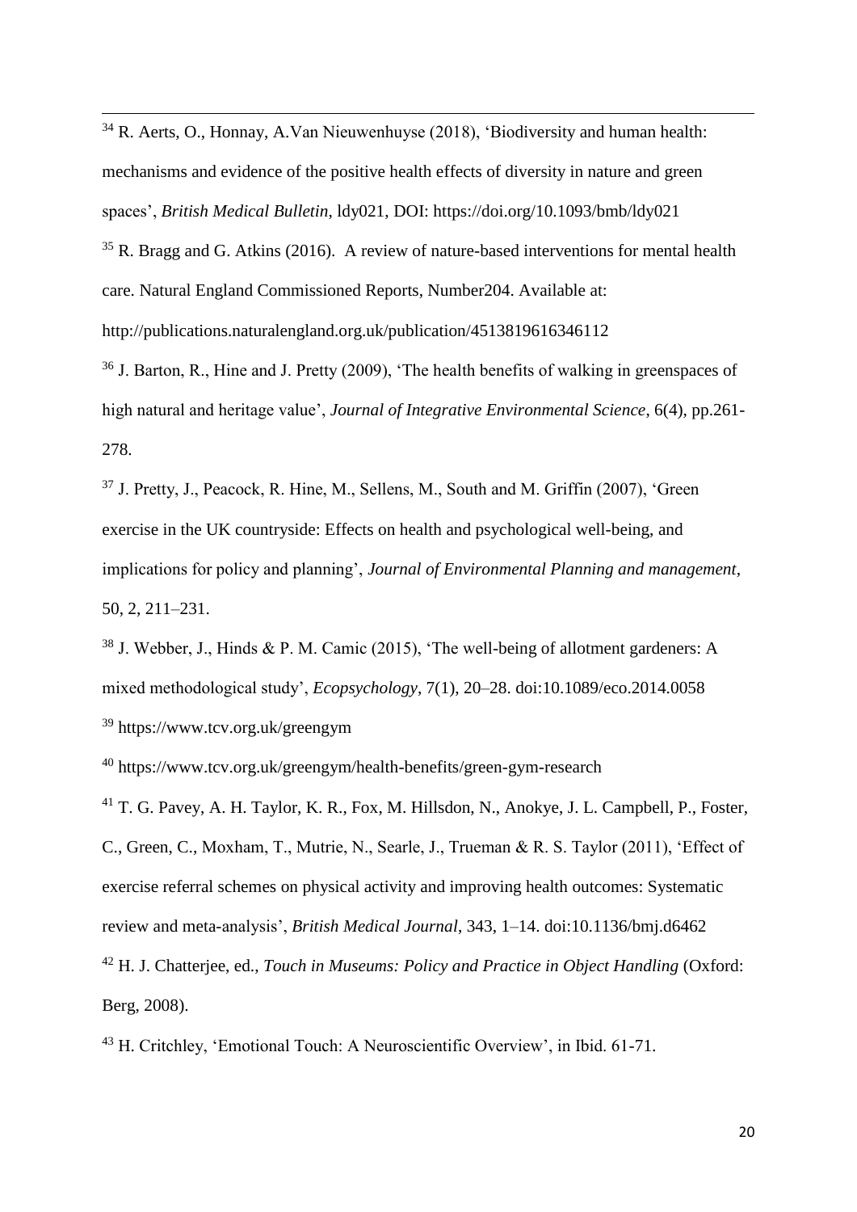[34] R. Aerts, O., Honnay, A.Van Nieuwenhuyse (2018), 'Biodiversity and human health: mechanisms and evidence of the positive health effects of diversity in nature and green spaces', *British Medical Bulletin*, ldy021, DOI: https://doi.org/10.1093/bmb/ldy021

[35] R. Bragg and G. Atkins (2016). A review of nature-based interventions for mental health care. Natural England Commissioned Reports, Number204. Available at: http://publications.naturalengland.org.uk/publication/4513819616346112

[36] J. Barton, R., Hine and J. Pretty (2009), 'The health benefits of walking in greenspaces of high natural and heritage value', *Journal of Integrative Environmental Science*, 6(4), pp.261-278.

[37] J. Pretty, J., Peacock, R. Hine, M., Sellens, M., South and M. Griffin (2007), 'Green exercise in the UK countryside: Effects on health and psychological well-being, and implications for policy and planning', *Journal of Environmental Planning and management*, 50, 2, 211–231.

[38] J. Webber, J., Hinds & P. M. Camic (2015), 'The well-being of allotment gardeners: A mixed methodological study', *Ecopsychology*, 7(1), 20–28. doi:10.1089/eco.2014.0058

[39] https://www.tcv.org.uk/greengym

[40] https://www.tcv.org.uk/greengym/health-benefits/green-gym-research

[41] T. G. Pavey, A. H. Taylor, K. R., Fox, M. Hillsdon, N., Anokye, J. L. Campbell, P., Foster, C., Green, C., Moxham, T., Mutrie, N., Searle, J., Trueman & R. S. Taylor (2011), 'Effect of exercise referral schemes on physical activity and improving health outcomes: Systematic review and meta-analysis', *British Medical Journal*, 343, 1–14. doi:10.1136/bmj.d6462

[42] H. J. Chatterjee, ed., *Touch in Museums: Policy and Practice in Object Handling* (Oxford: Berg, 2008).

[43] H. Critchley, 'Emotional Touch: A Neuroscientific Overview', in Ibid. 61-71.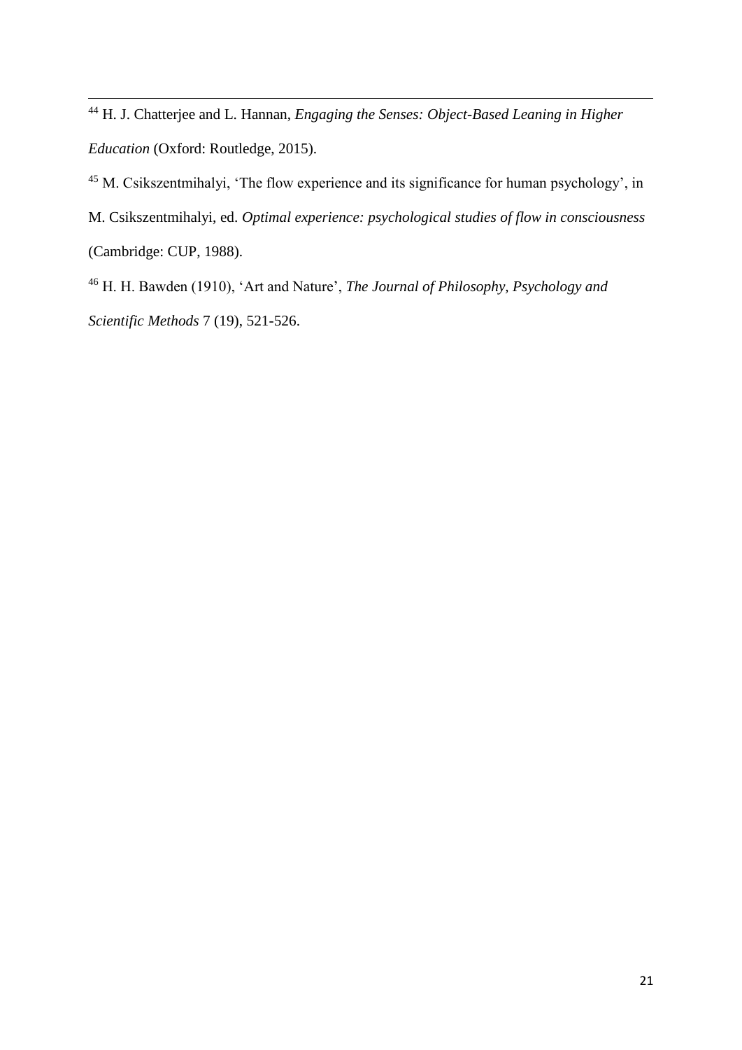[44] H. J. Chatterjee and L. Hannan, *Engaging the Senses: Object-Based Leaning in Higher Education* (Oxford: Routledge, 2015).

[45] M. Csikszentmihalyi, 'The flow experience and its significance for human psychology', in M. Csikszentmihalyi, ed. *Optimal experience: psychological studies of flow in consciousness* (Cambridge: CUP, 1988).

[46] H. H. Bawden (1910), 'Art and Nature', *The Journal of Philosophy, Psychology and Scientific Methods* 7 (19), 521-526.